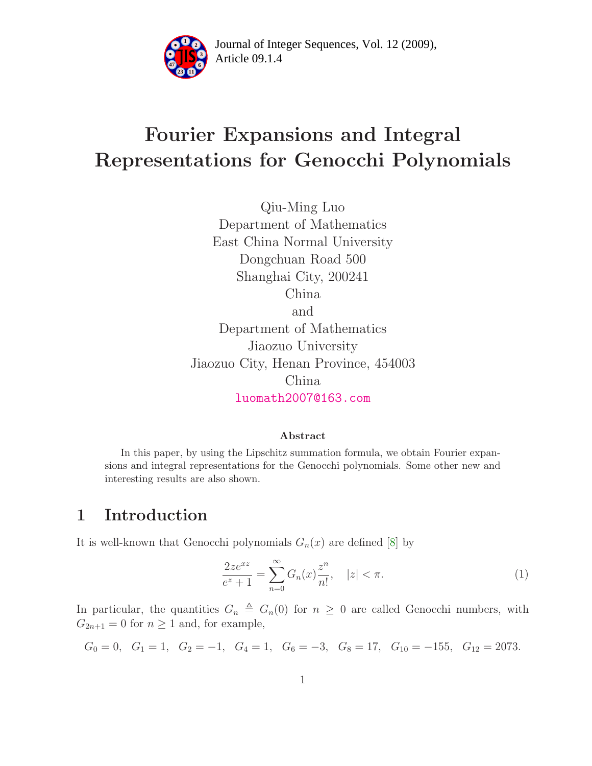# Fourier Expansions and Integral Representations for Genocchi Polynomials

Qiu-Ming Luo
Department of Mathematics
East China Normal University
Dongchuan Road 500
Shanghai City, 200241
China
and
Department of Mathematics
Jiaozuo University
Jiaozuo City, Henan Province, 454003
China
luomath2007@163.com

### Abstract

In this paper, by using the Lipschitz summation formula, we obtain Fourier expansions and integral representations for the Genocchi polynomials. Some other new and interesting results are also shown.

## 1 Introduction

It is well-known that Genocchi polynomials $G_n(x)$ are defined [8] by

$$\frac{2ze^{xz}}{e^z+1} = \sum_{n=0}^{\infty} G_n(x)\frac{z^n}{n!}, \quad |z| < \pi. \tag{1}$$

In particular, the quantities $G_n \triangleq G_n(0)$ for $n \geq 0$ are called Genocchi numbers, with $G_{2n+1} = 0$ for $n \geq 1$ and, for example,

$$G_0 = 0, \quad G_1 = 1, \quad G_2 = -1, \quad G_4 = 1, \quad G_6 = -3, \quad G_8 = 17, \quad G_{10} = -155, \quad G_{12} = 2073.$$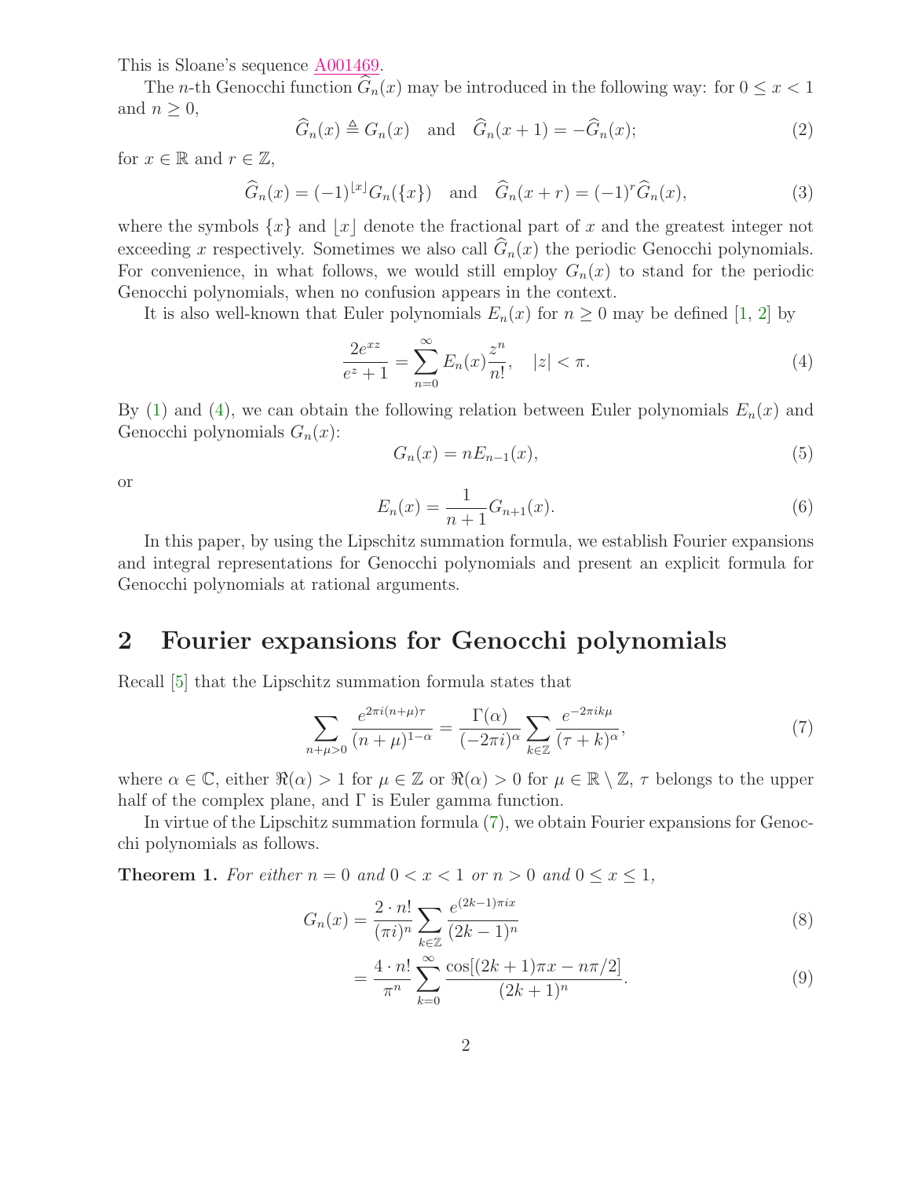This is Sloane's sequence A001469.

The $n$-th Genocchi function $\widehat{G}_n(x)$ may be introduced in the following way: for $0 \le x < 1$ and $n \ge 0$,

$$\widehat{G}_n(x) \triangleq G_n(x) \quad \text{and} \quad \widehat{G}_n(x+1) = -\widehat{G}_n(x); \tag{2}$$

for $x \in \mathbb{R}$ and $r \in \mathbb{Z}$,

$$\widehat{G}_n(x) = (-1)^{\lfloor x \rfloor} G_n(\{x\}) \quad \text{and} \quad \widehat{G}_n(x+r) = (-1)^r \widehat{G}_n(x), \tag{3}$$

where the symbols $\{x\}$ and $\lfloor x \rfloor$ denote the fractional part of $x$ and the greatest integer not exceeding $x$ respectively. Sometimes we also call $\widehat{G}_n(x)$ the periodic Genocchi polynomials. For convenience, in what follows, we would still employ $G_n(x)$ to stand for the periodic Genocchi polynomials, when no confusion appears in the context.

It is also well-known that Euler polynomials $E_n(x)$ for $n \ge 0$ may be defined [1, 2] by

$$\frac{2e^{xz}}{e^z + 1} = \sum_{n=0}^{\infty} E_n(x) \frac{z^n}{n!}, \quad |z| < \pi. \tag{4}$$

By (1) and (4), we can obtain the following relation between Euler polynomials $E_n(x)$ and Genocchi polynomials $G_n(x)$:

$$G_n(x) = nE_{n-1}(x), \tag{5}$$

or

$$E_n(x) = \frac{1}{n+1} G_{n+1}(x). \tag{6}$$

In this paper, by using the Lipschitz summation formula, we establish Fourier expansions and integral representations for Genocchi polynomials and present an explicit formula for Genocchi polynomials at rational arguments.

## 2 Fourier expansions for Genocchi polynomials

Recall [5] that the Lipschitz summation formula states that

$$\sum_{n+\mu>0} \frac{e^{2\pi i(n+\mu)\tau}}{(n+\mu)^{1-\alpha}} = \frac{\Gamma(\alpha)}{(-2\pi i)^\alpha} \sum_{k \in \mathbb{Z}} \frac{e^{-2\pi i k\mu}}{(\tau + k)^\alpha}, \tag{7}$$

where $\alpha \in \mathbb{C}$, either $\Re(\alpha) > 1$ for $\mu \in \mathbb{Z}$ or $\Re(\alpha) > 0$ for $\mu \in \mathbb{R} \setminus \mathbb{Z}$, $\tau$ belongs to the upper half of the complex plane, and $\Gamma$ is Euler gamma function.

In virtue of the Lipschitz summation formula (7), we obtain Fourier expansions for Genocchi polynomials as follows.

**Theorem 1.** *For either $n = 0$ and $0 < x < 1$ or $n > 0$ and $0 \le x \le 1$,*

$$G_n(x) = \frac{2 \cdot n!}{(\pi i)^n} \sum_{k \in \mathbb{Z}} \frac{e^{(2k-1)\pi i x}}{(2k-1)^n} \tag{8}$$

$$= \frac{4 \cdot n!}{\pi^n} \sum_{k=0}^{\infty} \frac{\cos[(2k+1)\pi x - n\pi/2]}{(2k+1)^n}. \tag{9}$$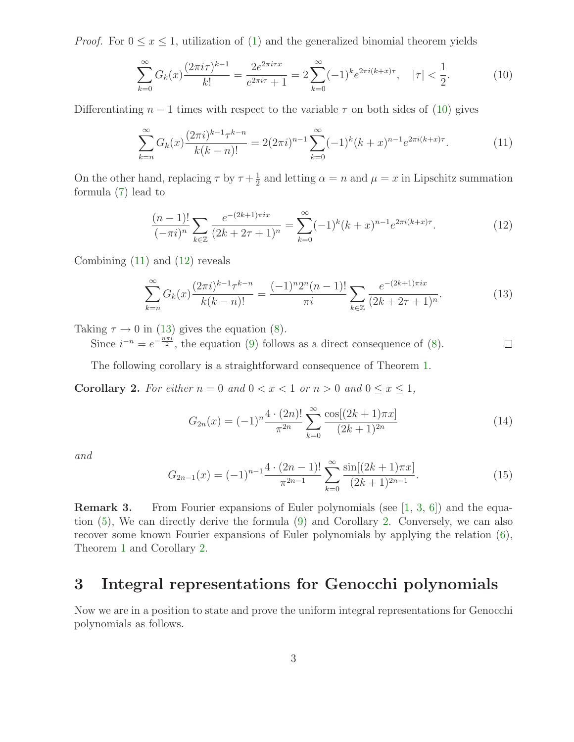*Proof.* For $0 \le x \le 1$, utilization of (1) and the generalized binomial theorem yields

$$\sum_{k=0}^{\infty} G_k(x) \frac{(2\pi i\tau)^{k-1}}{k!} = \frac{2e^{2\pi i\tau x}}{e^{2\pi i\tau}+1} = 2\sum_{k=0}^{\infty}(-1)^k e^{2\pi i(k+x)\tau}, \quad |\tau| < \frac{1}{2}. \tag{10}$$

Differentiating $n-1$ times with respect to the variable $\tau$ on both sides of (10) gives

$$\sum_{k=n}^{\infty} G_k(x) \frac{(2\pi i)^{k-1}\tau^{k-n}}{k(k-n)!} = 2(2\pi i)^{n-1}\sum_{k=0}^{\infty}(-1)^k (k+x)^{n-1} e^{2\pi i(k+x)\tau}. \tag{11}$$

On the other hand, replacing $\tau$ by $\tau + \frac{1}{2}$ and letting $\alpha = n$ and $\mu = x$ in Lipschitz summation formula (7) lead to

$$\frac{(n-1)!}{(-\pi i)^n} \sum_{k\in\mathbb{Z}} \frac{e^{-(2k+1)\pi i x}}{(2k+2\tau+1)^n} = \sum_{k=0}^{\infty}(-1)^k (k+x)^{n-1} e^{2\pi i(k+x)\tau}. \tag{12}$$

Combining (11) and (12) reveals

$$\sum_{k=n}^{\infty} G_k(x) \frac{(2\pi i)^{k-1}\tau^{k-n}}{k(k-n)!} = \frac{(-1)^n 2^n (n-1)!}{\pi i} \sum_{k\in\mathbb{Z}} \frac{e^{-(2k+1)\pi i x}}{(2k+2\tau+1)^n}. \tag{13}$$

Taking $\tau \to 0$ in (13) gives the equation (8).

Since $i^{-n} = e^{-\frac{n\pi i}{2}}$, the equation (9) follows as a direct consequence of (8). $\square$

The following corollary is a straightforward consequence of Theorem 1.

**Corollary 2.** *For either $n = 0$ and $0 < x < 1$ or $n > 0$ and $0 \le x \le 1$,*

$$G_{2n}(x) = (-1)^n \frac{4\cdot(2n)!}{\pi^{2n}} \sum_{k=0}^{\infty} \frac{\cos[(2k+1)\pi x]}{(2k+1)^{2n}} \tag{14}$$

*and*

$$G_{2n-1}(x) = (-1)^{n-1} \frac{4\cdot(2n-1)!}{\pi^{2n-1}} \sum_{k=0}^{\infty} \frac{\sin[(2k+1)\pi x]}{(2k+1)^{2n-1}}. \tag{15}$$

**Remark 3.** From Fourier expansions of Euler polynomials (see [1, 3, 6]) and the equation (5), We can directly derive the formula (9) and Corollary 2. Conversely, we can also recover some known Fourier expansions of Euler polynomials by applying the relation (6), Theorem 1 and Corollary 2.

# 3 Integral representations for Genocchi polynomials

Now we are in a position to state and prove the uniform integral representations for Genocchi polynomials as follows.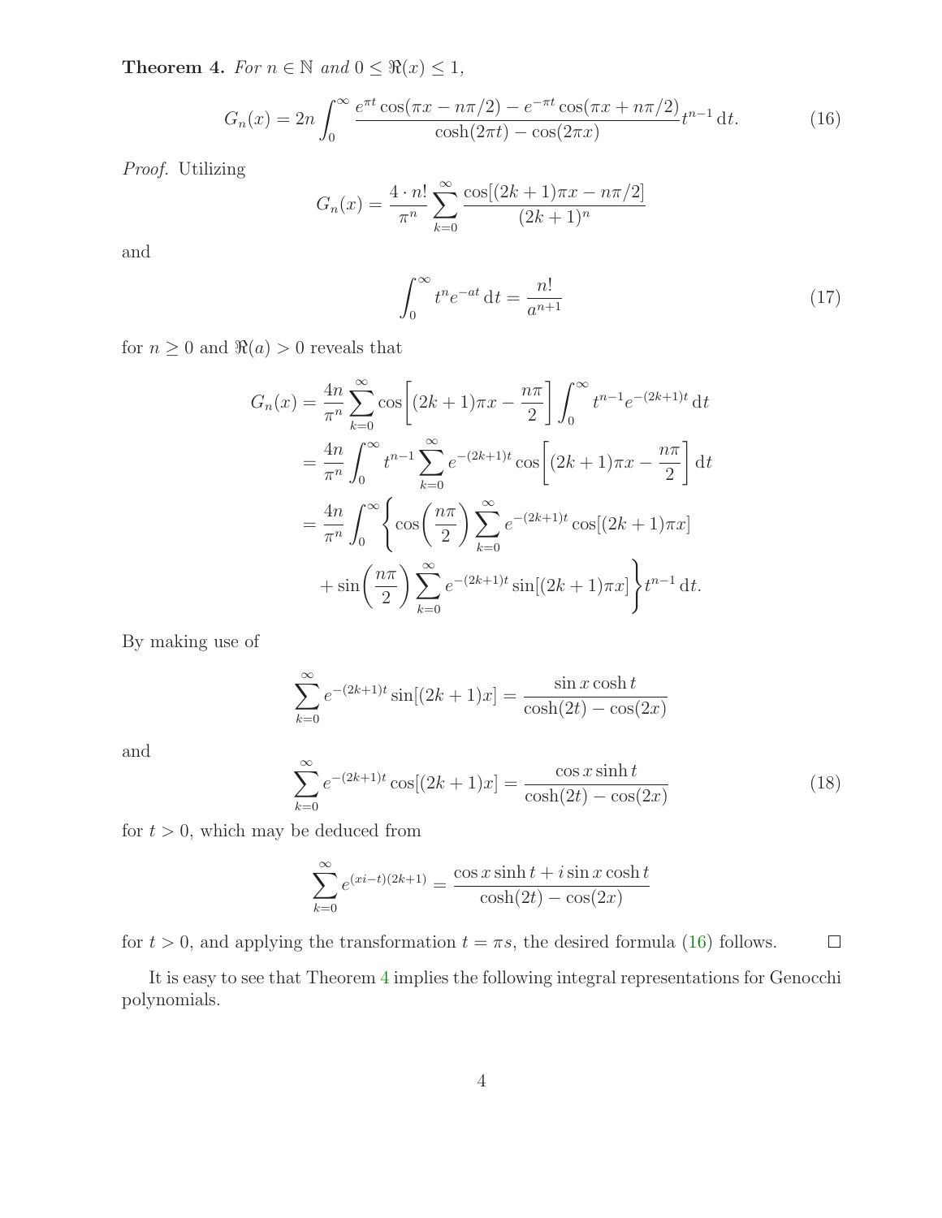**Theorem 4.** *For $n \in \mathbb{N}$ and $0 \le \Re(x) \le 1$,*

$$G_n(x) = 2n \int_0^\infty \frac{e^{\pi t}\cos(\pi x - n\pi/2) - e^{-\pi t}\cos(\pi x + n\pi/2)}{\cosh(2\pi t) - \cos(2\pi x)} t^{n-1}\,\mathrm{d}t. \tag{16}$$

*Proof.* Utilizing

$$G_n(x) = \frac{4 \cdot n!}{\pi^n} \sum_{k=0}^\infty \frac{\cos[(2k+1)\pi x - n\pi/2]}{(2k+1)^n}$$

and

$$\int_0^\infty t^n e^{-at}\,\mathrm{d}t = \frac{n!}{a^{n+1}} \tag{17}$$

for $n \ge 0$ and $\Re(a) > 0$ reveals that

$$\begin{aligned}
G_n(x) &= \frac{4n}{\pi^n} \sum_{k=0}^\infty \cos\left[(2k+1)\pi x - \frac{n\pi}{2}\right] \int_0^\infty t^{n-1} e^{-(2k+1)t}\,\mathrm{d}t \\
&= \frac{4n}{\pi^n} \int_0^\infty t^{n-1} \sum_{k=0}^\infty e^{-(2k+1)t} \cos\left[(2k+1)\pi x - \frac{n\pi}{2}\right] \mathrm{d}t \\
&= \frac{4n}{\pi^n} \int_0^\infty \left\{ \cos\left(\frac{n\pi}{2}\right) \sum_{k=0}^\infty e^{-(2k+1)t} \cos[(2k+1)\pi x] \right. \\
&\quad \left. + \sin\left(\frac{n\pi}{2}\right) \sum_{k=0}^\infty e^{-(2k+1)t} \sin[(2k+1)\pi x] \right\} t^{n-1}\,\mathrm{d}t.
\end{aligned}$$

By making use of

$$\sum_{k=0}^\infty e^{-(2k+1)t} \sin[(2k+1)x] = \frac{\sin x \cosh t}{\cosh(2t) - \cos(2x)}$$

and

$$\sum_{k=0}^\infty e^{-(2k+1)t} \cos[(2k+1)x] = \frac{\cos x \sinh t}{\cosh(2t) - \cos(2x)} \tag{18}$$

for $t > 0$, which may be deduced from

$$\sum_{k=0}^\infty e^{(xi - t)(2k+1)} = \frac{\cos x \sinh t + i \sin x \cosh t}{\cosh(2t) - \cos(2x)}$$

for $t > 0$, and applying the transformation $t = \pi s$, the desired formula (16) follows. $\square$

It is easy to see that Theorem 4 implies the following integral representations for Genocchi polynomials.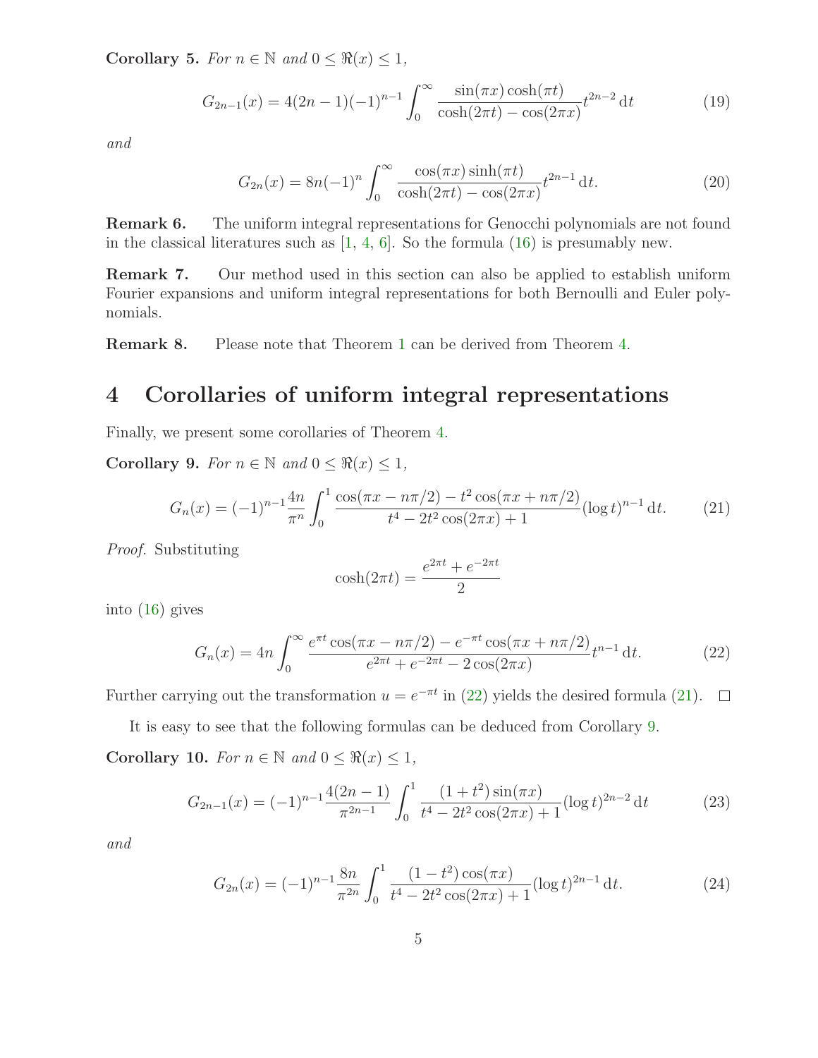**Corollary 5.** *For $n \in \mathbb{N}$ and $0 \le \Re(x) \le 1$,*

$$G_{2n-1}(x) = 4(2n-1)(-1)^{n-1} \int_0^\infty \frac{\sin(\pi x)\cosh(\pi t)}{\cosh(2\pi t) - \cos(2\pi x)} t^{2n-2}\,\mathrm{d}t \tag{19}$$

*and*

$$G_{2n}(x) = 8n(-1)^n \int_0^\infty \frac{\cos(\pi x)\sinh(\pi t)}{\cosh(2\pi t) - \cos(2\pi x)} t^{2n-1}\,\mathrm{d}t. \tag{20}$$

**Remark 6.** The uniform integral representations for Genocchi polynomials are not found in the classical literatures such as [1, 4, 6]. So the formula (16) is presumably new.

**Remark 7.** Our method used in this section can also be applied to establish uniform Fourier expansions and uniform integral representations for both Bernoulli and Euler polynomials.

**Remark 8.** Please note that Theorem 1 can be derived from Theorem 4.

# 4 Corollaries of uniform integral representations

Finally, we present some corollaries of Theorem 4.

**Corollary 9.** *For $n \in \mathbb{N}$ and $0 \le \Re(x) \le 1$,*

$$G_n(x) = (-1)^{n-1} \frac{4n}{\pi^n} \int_0^1 \frac{\cos(\pi x - n\pi/2) - t^2 \cos(\pi x + n\pi/2)}{t^4 - 2t^2\cos(2\pi x) + 1} (\log t)^{n-1}\,\mathrm{d}t. \tag{21}$$

*Proof.* Substituting

$$\cosh(2\pi t) = \frac{e^{2\pi t} + e^{-2\pi t}}{2}$$

into (16) gives

$$G_n(x) = 4n \int_0^\infty \frac{e^{\pi t}\cos(\pi x - n\pi/2) - e^{-\pi t}\cos(\pi x + n\pi/2)}{e^{2\pi t} + e^{-2\pi t} - 2\cos(2\pi x)} t^{n-1}\,\mathrm{d}t. \tag{22}$$

Further carrying out the transformation $u = e^{-\pi t}$ in (22) yields the desired formula (21). $\square$

It is easy to see that the following formulas can be deduced from Corollary 9.

**Corollary 10.** *For $n \in \mathbb{N}$ and $0 \le \Re(x) \le 1$,*

$$G_{2n-1}(x) = (-1)^{n-1} \frac{4(2n-1)}{\pi^{2n-1}} \int_0^1 \frac{(1+t^2)\sin(\pi x)}{t^4 - 2t^2\cos(2\pi x) + 1} (\log t)^{2n-2}\,\mathrm{d}t \tag{23}$$

*and*

$$G_{2n}(x) = (-1)^{n-1} \frac{8n}{\pi^{2n}} \int_0^1 \frac{(1-t^2)\cos(\pi x)}{t^4 - 2t^2\cos(2\pi x) + 1} (\log t)^{2n-1}\,\mathrm{d}t. \tag{24}$$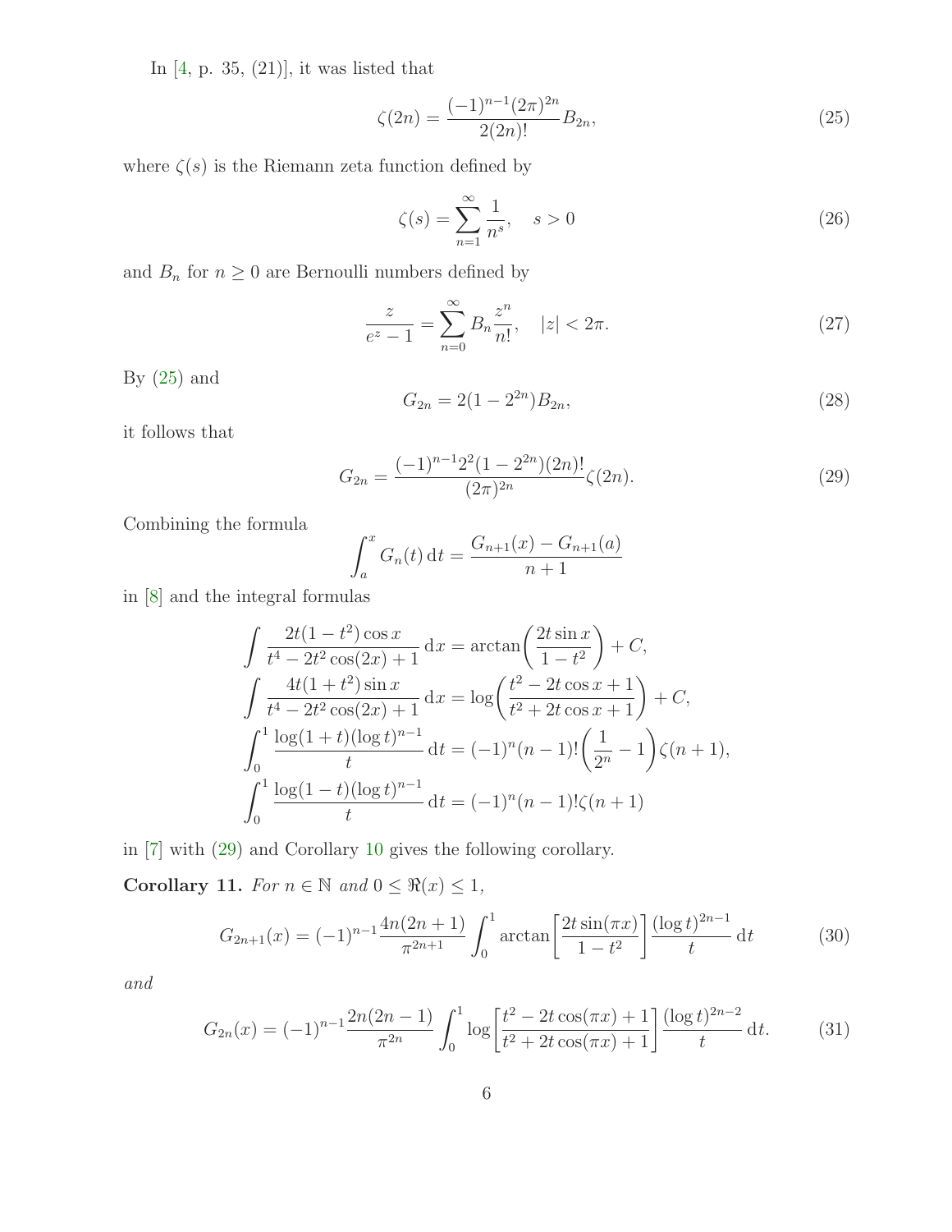In [4, p. 35, (21)], it was listed that

$$\zeta(2n) = \frac{(-1)^{n-1}(2\pi)^{2n}}{2(2n)!} B_{2n}, \tag{25}$$

where $\zeta(s)$ is the Riemann zeta function defined by

$$\zeta(s) = \sum_{n=1}^{\infty} \frac{1}{n^s}, \quad s > 0 \tag{26}$$

and $B_n$ for $n \ge 0$ are Bernoulli numbers defined by

$$\frac{z}{e^z - 1} = \sum_{n=0}^{\infty} B_n \frac{z^n}{n!}, \quad |z| < 2\pi. \tag{27}$$

By (25) and

$$G_{2n} = 2(1 - 2^{2n}) B_{2n}, \tag{28}$$

it follows that

$$G_{2n} = \frac{(-1)^{n-1} 2^2 (1 - 2^{2n})(2n)!}{(2\pi)^{2n}} \zeta(2n). \tag{29}$$

Combining the formula

$$\int_a^x G_n(t) \, \mathrm{d}t = \frac{G_{n+1}(x) - G_{n+1}(a)}{n+1}$$

in [8] and the integral formulas

$$\int \frac{2t(1-t^2)\cos x}{t^4 - 2t^2\cos(2x) + 1} \, \mathrm{d}x = \arctan\left(\frac{2t \sin x}{1 - t^2}\right) + C,$$

$$\int \frac{4t(1+t^2)\sin x}{t^4 - 2t^2\cos(2x) + 1} \, \mathrm{d}x = \log\left(\frac{t^2 - 2t\cos x + 1}{t^2 + 2t\cos x + 1}\right) + C,$$

$$\int_0^1 \frac{\log(1+t)(\log t)^{n-1}}{t} \, \mathrm{d}t = (-1)^n (n-1)! \left(\frac{1}{2^n} - 1\right) \zeta(n+1),$$

$$\int_0^1 \frac{\log(1-t)(\log t)^{n-1}}{t} \, \mathrm{d}t = (-1)^n (n-1)! \zeta(n+1)$$

in [7] with (29) and Corollary 10 gives the following corollary.

**Corollary 11.** *For $n \in \mathbb{N}$ and $0 \le \Re(x) \le 1$,*

$$G_{2n+1}(x) = (-1)^{n-1} \frac{4n(2n+1)}{\pi^{2n+1}} \int_0^1 \arctan\left[\frac{2t \sin(\pi x)}{1 - t^2}\right] \frac{(\log t)^{2n-1}}{t} \, \mathrm{d}t \tag{30}$$

*and*

$$G_{2n}(x) = (-1)^{n-1} \frac{2n(2n-1)}{\pi^{2n}} \int_0^1 \log\left[\frac{t^2 - 2t\cos(\pi x) + 1}{t^2 + 2t\cos(\pi x) + 1}\right] \frac{(\log t)^{2n-2}}{t} \, \mathrm{d}t. \tag{31}$$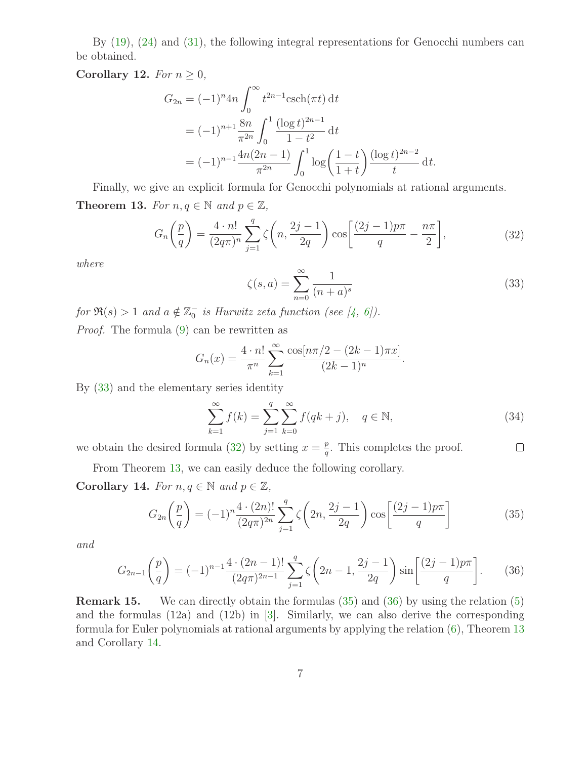By (19), (24) and (31), the following integral representations for Genocchi numbers can be obtained.

**Corollary 12.** *For $n \geq 0$,*

$$
\begin{aligned}
G_{2n} &= (-1)^n 4n \int_0^\infty t^{2n-1} \operatorname{csch}(\pi t)\, \mathrm{d}t \\
&= (-1)^{n+1} \frac{8n}{\pi^{2n}} \int_0^1 \frac{(\log t)^{2n-1}}{1-t^2}\, \mathrm{d}t \\
&= (-1)^{n-1} \frac{4n(2n-1)}{\pi^{2n}} \int_0^1 \log\left(\frac{1-t}{1+t}\right) \frac{(\log t)^{2n-2}}{t}\, \mathrm{d}t.
\end{aligned}
$$

Finally, we give an explicit formula for Genocchi polynomials at rational arguments.

**Theorem 13.** *For $n, q \in \mathbb{N}$ and $p \in \mathbb{Z}$,*

$$
G_n\left(\frac{p}{q}\right) = \frac{4 \cdot n!}{(2q\pi)^n} \sum_{j=1}^{q} \zeta\left(n, \frac{2j-1}{2q}\right) \cos\left[\frac{(2j-1)p\pi}{q} - \frac{n\pi}{2}\right], \tag{32}
$$

*where*

$$
\zeta(s,a) = \sum_{n=0}^{\infty} \frac{1}{(n+a)^s} \tag{33}
$$

*for $\Re(s) > 1$ and $a \notin \mathbb{Z}_0^-$ is Hurwitz zeta function (see [4, 6]).*

*Proof.* The formula (9) can be rewritten as

$$
G_n(x) = \frac{4 \cdot n!}{\pi^n} \sum_{k=1}^{\infty} \frac{\cos[n\pi/2 - (2k-1)\pi x]}{(2k-1)^n}.
$$

By (33) and the elementary series identity

$$
\sum_{k=1}^{\infty} f(k) = \sum_{j=1}^{q} \sum_{k=0}^{\infty} f(qk+j), \quad q \in \mathbb{N}, \tag{34}
$$

we obtain the desired formula (32) by setting $x = \frac{p}{q}$. This completes the proof. $\square$

From Theorem 13, we can easily deduce the following corollary.

**Corollary 14.** *For $n, q \in \mathbb{N}$ and $p \in \mathbb{Z}$,*

$$
G_{2n}\left(\frac{p}{q}\right) = (-1)^n \frac{4 \cdot (2n)!}{(2q\pi)^{2n}} \sum_{j=1}^{q} \zeta\left(2n, \frac{2j-1}{2q}\right) \cos\left[\frac{(2j-1)p\pi}{q}\right] \tag{35}
$$

*and*

$$
G_{2n-1}\left(\frac{p}{q}\right) = (-1)^{n-1} \frac{4 \cdot (2n-1)!}{(2q\pi)^{2n-1}} \sum_{j=1}^{q} \zeta\left(2n-1, \frac{2j-1}{2q}\right) \sin\left[\frac{(2j-1)p\pi}{q}\right]. \tag{36}
$$

**Remark 15.** We can directly obtain the formulas (35) and (36) by using the relation (5) and the formulas (12a) and (12b) in [3]. Similarly, we can also derive the corresponding formula for Euler polynomials at rational arguments by applying the relation (6), Theorem 13 and Corollary 14.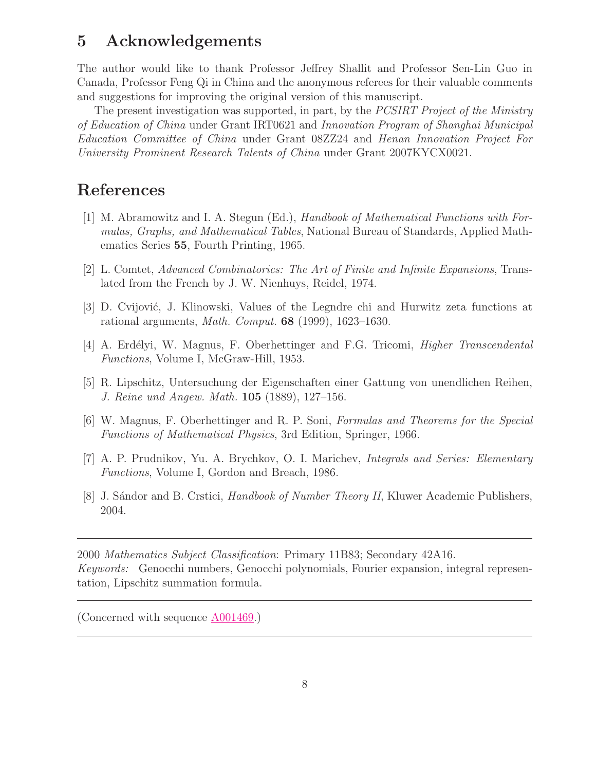## 5 Acknowledgements

The author would like to thank Professor Jeffrey Shallit and Professor Sen-Lin Guo in Canada, Professor Feng Qi in China and the anonymous referees for their valuable comments and suggestions for improving the original version of this manuscript.

The present investigation was supported, in part, by the *PCSIRT Project of the Ministry of Education of China* under Grant IRT0621 and *Innovation Program of Shanghai Municipal Education Committee of China* under Grant 08ZZ24 and *Henan Innovation Project For University Prominent Research Talents of China* under Grant 2007KYCX0021.

## References

[1] M. Abramowitz and I. A. Stegun (Ed.), *Handbook of Mathematical Functions with Formulas, Graphs, and Mathematical Tables*, National Bureau of Standards, Applied Mathematics Series **55**, Fourth Printing, 1965.

[2] L. Comtet, *Advanced Combinatorics: The Art of Finite and Infinite Expansions*, Translated from the French by J. W. Nienhuys, Reidel, 1974.

[3] D. Cvijović, J. Klinowski, Values of the Legndre chi and Hurwitz zeta functions at rational arguments, *Math. Comput.* **68** (1999), 1623–1630.

[4] A. Erdélyi, W. Magnus, F. Oberhettinger and F.G. Tricomi, *Higher Transcendental Functions*, Volume I, McGraw-Hill, 1953.

[5] R. Lipschitz, Untersuchung der Eigenschaften einer Gattung von unendlichen Reihen, *J. Reine und Angew. Math.* **105** (1889), 127–156.

[6] W. Magnus, F. Oberhettinger and R. P. Soni, *Formulas and Theorems for the Special Functions of Mathematical Physics*, 3rd Edition, Springer, 1966.

[7] A. P. Prudnikov, Yu. A. Brychkov, O. I. Marichev, *Integrals and Series: Elementary Functions*, Volume I, Gordon and Breach, 1986.

[8] J. Sándor and B. Crstici, *Handbook of Number Theory II*, Kluwer Academic Publishers, 2004.

---

2000 *Mathematics Subject Classification*: Primary 11B83; Secondary 42A16.
*Keywords:* Genocchi numbers, Genocchi polynomials, Fourier expansion, integral representation, Lipschitz summation formula.

---

(Concerned with sequence A001469.)

---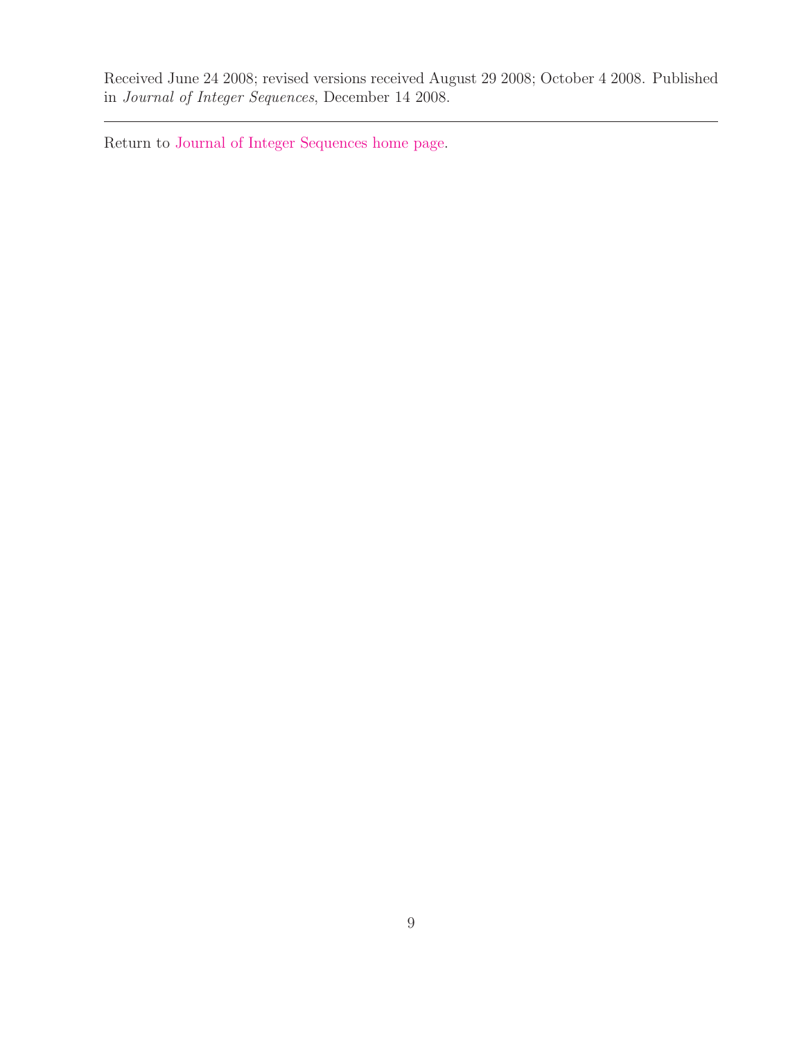Received June 24 2008; revised versions received August 29 2008; October 4 2008. Published in *Journal of Integer Sequences*, December 14 2008.

---

Return to Journal of Integer Sequences home page.